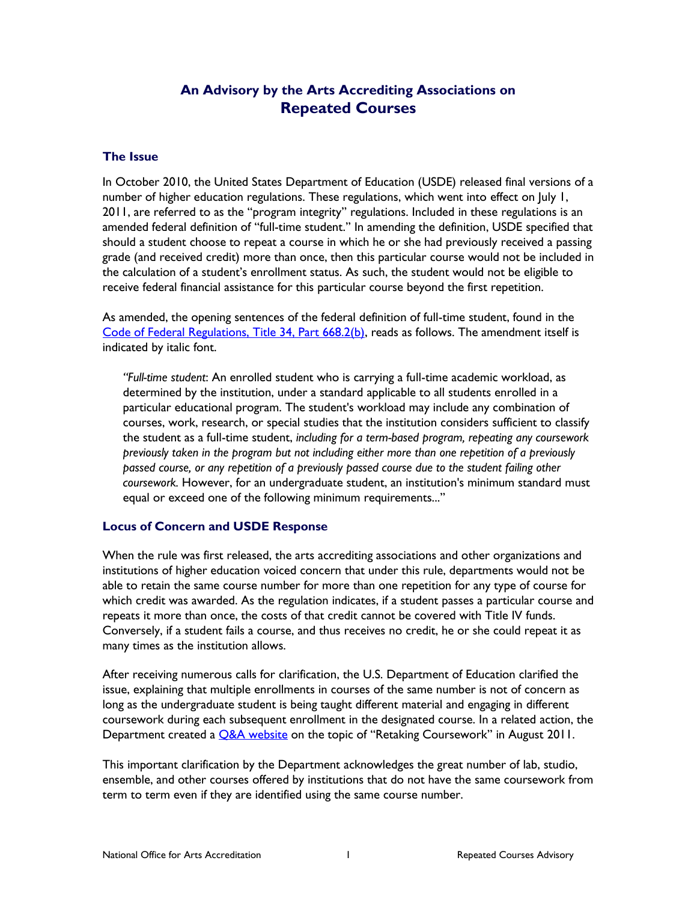# An Advisory by the Arts Accrediting Associations on Repeated Courses

## The Issue

In October 2010, the United States Department of Education (USDE) released final versions of a number of higher education regulations. These regulations, which went into effect on July 1, 2011, are referred to as the "program integrity" regulations. Included in these regulations is an amended federal definition of "full-time student." In amending the definition, USDE specified that should a student choose to repeat a course in which he or she had previously received a passing grade (and received credit) more than once, then this particular course would not be included in the calculation of a student's enrollment status. As such, the student would not be eligible to receive federal financial assistance for this particular course beyond the first repetition.

As amended, the opening sentences of the federal definition of full-time student, found in the [Code of Federal Regulations, Title 34, Part 668.2(b)](), reads as follows. The amendment itself is indicated by italic font.

> "*Full-time student*: An enrolled student who is carrying a full-time academic workload, as determined by the institution, under a standard applicable to all students enrolled in a particular educational program. The student's workload may include any combination of courses, work, research, or special studies that the institution considers sufficient to classify the student as a full-time student, *including for a term-based program, repeating any coursework previously taken in the program but not including either more than one repetition of a previously passed course, or any repetition of a previously passed course due to the student failing other coursework*. However, for an undergraduate student, an institution's minimum standard must equal or exceed one of the following minimum requirements..."

## Locus of Concern and USDE Response

When the rule was first released, the arts accrediting associations and other organizations and institutions of higher education voiced concern that under this rule, departments would not be able to retain the same course number for more than one repetition for any type of course for which credit was awarded. As the regulation indicates, if a student passes a particular course and repeats it more than once, the costs of that credit cannot be covered with Title IV funds. Conversely, if a student fails a course, and thus receives no credit, he or she could repeat it as many times as the institution allows.

After receiving numerous calls for clarification, the U.S. Department of Education clarified the issue, explaining that multiple enrollments in courses of the same number is not of concern as long as the undergraduate student is being taught different material and engaging in different coursework during each subsequent enrollment in the designated course. In a related action, the Department created a [Q&A website]() on the topic of "Retaking Coursework" in August 2011.

This important clarification by the Department acknowledges the great number of lab, studio, ensemble, and other courses offered by institutions that do not have the same coursework from term to term even if they are identified using the same course number.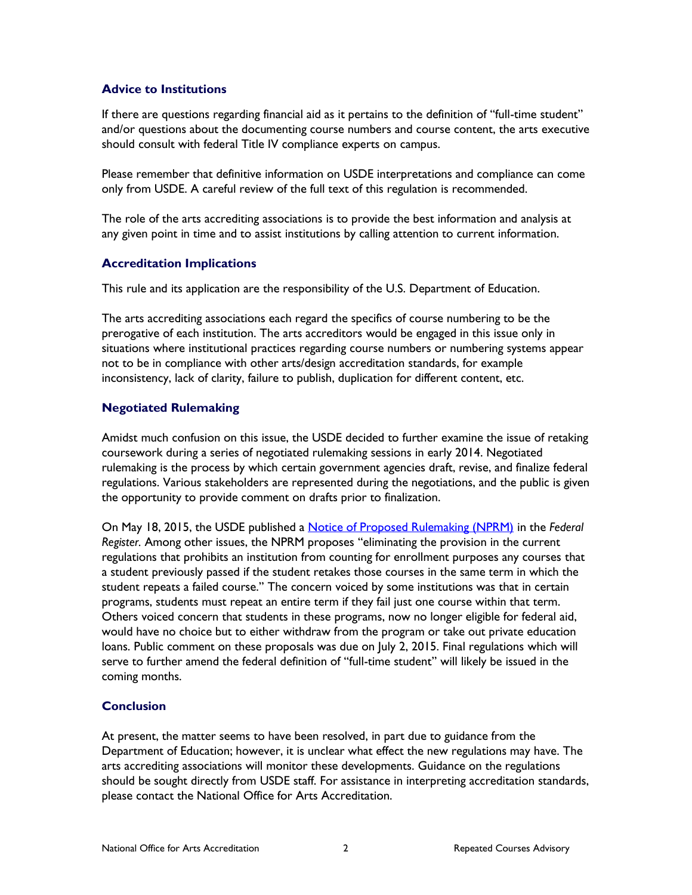### Advice to Institutions

If there are questions regarding financial aid as it pertains to the definition of "full-time student" and/or questions about the documenting course numbers and course content, the arts executive should consult with federal Title IV compliance experts on campus.

Please remember that definitive information on USDE interpretations and compliance can come only from USDE. A careful review of the full text of this regulation is recommended.

The role of the arts accrediting associations is to provide the best information and analysis at any given point in time and to assist institutions by calling attention to current information.

### Accreditation Implications

This rule and its application are the responsibility of the U.S. Department of Education.

The arts accrediting associations each regard the specifics of course numbering to be the prerogative of each institution. The arts accreditors would be engaged in this issue only in situations where institutional practices regarding course numbers or numbering systems appear not to be in compliance with other arts/design accreditation standards, for example inconsistency, lack of clarity, failure to publish, duplication for different content, etc.

### Negotiated Rulemaking

Amidst much confusion on this issue, the USDE decided to further examine the issue of retaking coursework during a series of negotiated rulemaking sessions in early 2014. Negotiated rulemaking is the process by which certain government agencies draft, revise, and finalize federal regulations. Various stakeholders are represented during the negotiations, and the public is given the opportunity to provide comment on drafts prior to finalization.

On May 18, 2015, the USDE published a Notice of Proposed Rulemaking (NPRM) in the *Federal Register*. Among other issues, the NPRM proposes "eliminating the provision in the current regulations that prohibits an institution from counting for enrollment purposes any courses that a student previously passed if the student retakes those courses in the same term in which the student repeats a failed course." The concern voiced by some institutions was that in certain programs, students must repeat an entire term if they fail just one course within that term. Others voiced concern that students in these programs, now no longer eligible for federal aid, would have no choice but to either withdraw from the program or take out private education loans. Public comment on these proposals was due on July 2, 2015. Final regulations which will serve to further amend the federal definition of "full-time student" will likely be issued in the coming months.

### Conclusion

At present, the matter seems to have been resolved, in part due to guidance from the Department of Education; however, it is unclear what effect the new regulations may have. The arts accrediting associations will monitor these developments. Guidance on the regulations should be sought directly from USDE staff. For assistance in interpreting accreditation standards, please contact the National Office for Arts Accreditation.